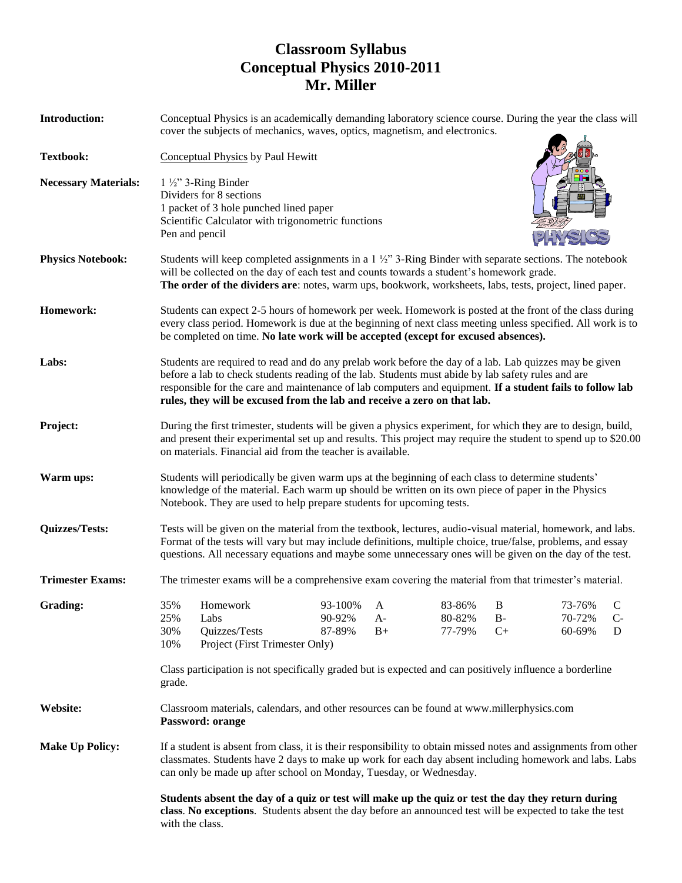# Classroom Syllabus
# Conceptual Physics 2010-2011
# Mr. Miller

**Introduction:** Conceptual Physics is an academically demanding laboratory science course. During the year the class will cover the subjects of mechanics, waves, optics, magnetism, and electronics.

**Textbook:** Conceptual Physics by Paul Hewitt

**Necessary Materials:**
1 ½" 3-Ring Binder
Dividers for 8 sections
1 packet of 3 hole punched lined paper
Scientific Calculator with trigonometric functions
Pen and pencil

**Physics Notebook:** Students will keep completed assignments in a 1 ½" 3-Ring Binder with separate sections. The notebook will be collected on the day of each test and counts towards a student's homework grade. **The order of the dividers are**: notes, warm ups, bookwork, worksheets, labs, tests, project, lined paper.

**Homework:** Students can expect 2-5 hours of homework per week. Homework is posted at the front of the class during every class period. Homework is due at the beginning of next class meeting unless specified. All work is to be completed on time. **No late work will be accepted (except for excused absences).**

**Labs:** Students are required to read and do any prelab work before the day of a lab. Lab quizzes may be given before a lab to check students reading of the lab. Students must abide by lab safety rules and are responsible for the care and maintenance of lab computers and equipment. **If a student fails to follow lab rules, they will be excused from the lab and receive a zero on that lab.**

**Project:** During the first trimester, students will be given a physics experiment, for which they are to design, build, and present their experimental set up and results. This project may require the student to spend up to $20.00 on materials. Financial aid from the teacher is available.

**Warm ups:** Students will periodically be given warm ups at the beginning of each class to determine students' knowledge of the material. Each warm up should be written on its own piece of paper in the Physics Notebook. They are used to help prepare students for upcoming tests.

**Quizzes/Tests:** Tests will be given on the material from the textbook, lectures, audio-visual material, homework, and labs. Format of the tests will vary but may include definitions, multiple choice, true/false, problems, and essay questions. All necessary equations and maybe some unnecessary ones will be given on the day of the test.

**Trimester Exams:** The trimester exams will be a comprehensive exam covering the material from that trimester's material.

**Grading:**

| | | | | | | | |
|---|---|---|---|---|---|---|---|
| 35% | Homework | 93-100% | A | 83-86% | B | 73-76% | C |
| 25% | Labs | 90-92% | A- | 80-82% | B- | 70-72% | C- |
| 30% | Quizzes/Tests | 87-89% | B+ | 77-79% | C+ | 60-69% | D |
| 10% | Project (First Trimester Only) | | | | | | |

Class participation is not specifically graded but is expected and can positively influence a borderline grade.

**Website:** Classroom materials, calendars, and other resources can be found at www.millerphysics.com
**Password: orange**

**Make Up Policy:** If a student is absent from class, it is their responsibility to obtain missed notes and assignments from other classmates. Students have 2 days to make up work for each day absent including homework and labs. Labs can only be made up after school on Monday, Tuesday, or Wednesday.

**Students absent the day of a quiz or test will make up the quiz or test the day they return during class**. **No exceptions**. Students absent the day before an announced test will be expected to take the test with the class.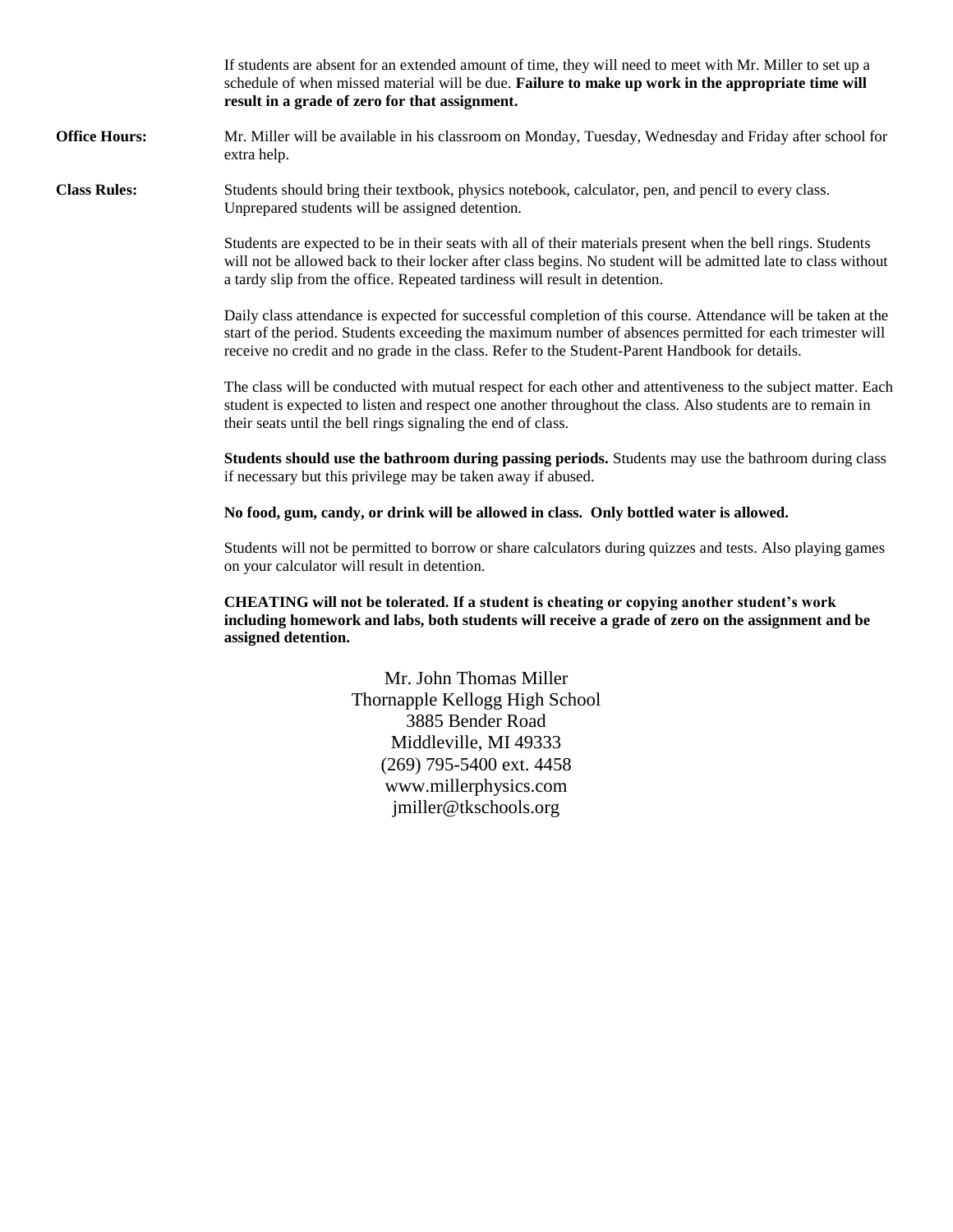If students are absent for an extended amount of time, they will need to meet with Mr. Miller to set up a schedule of when missed material will be due. **Failure to make up work in the appropriate time will result in a grade of zero for that assignment.**

**Office Hours:** Mr. Miller will be available in his classroom on Monday, Tuesday, Wednesday and Friday after school for extra help.

**Class Rules:** Students should bring their textbook, physics notebook, calculator, pen, and pencil to every class. Unprepared students will be assigned detention.

Students are expected to be in their seats with all of their materials present when the bell rings. Students will not be allowed back to their locker after class begins. No student will be admitted late to class without a tardy slip from the office. Repeated tardiness will result in detention.

Daily class attendance is expected for successful completion of this course. Attendance will be taken at the start of the period. Students exceeding the maximum number of absences permitted for each trimester will receive no credit and no grade in the class. Refer to the Student-Parent Handbook for details.

The class will be conducted with mutual respect for each other and attentiveness to the subject matter. Each student is expected to listen and respect one another throughout the class. Also students are to remain in their seats until the bell rings signaling the end of class.

**Students should use the bathroom during passing periods.** Students may use the bathroom during class if necessary but this privilege may be taken away if abused.

**No food, gum, candy, or drink will be allowed in class. Only bottled water is allowed.**

Students will not be permitted to borrow or share calculators during quizzes and tests. Also playing games on your calculator will result in detention.

**CHEATING will not be tolerated. If a student is cheating or copying another student's work including homework and labs, both students will receive a grade of zero on the assignment and be assigned detention.**

Mr. John Thomas Miller
Thornapple Kellogg High School
3885 Bender Road
Middleville, MI 49333
(269) 795-5400 ext. 4458
www.millerphysics.com
jmiller@tkschools.org